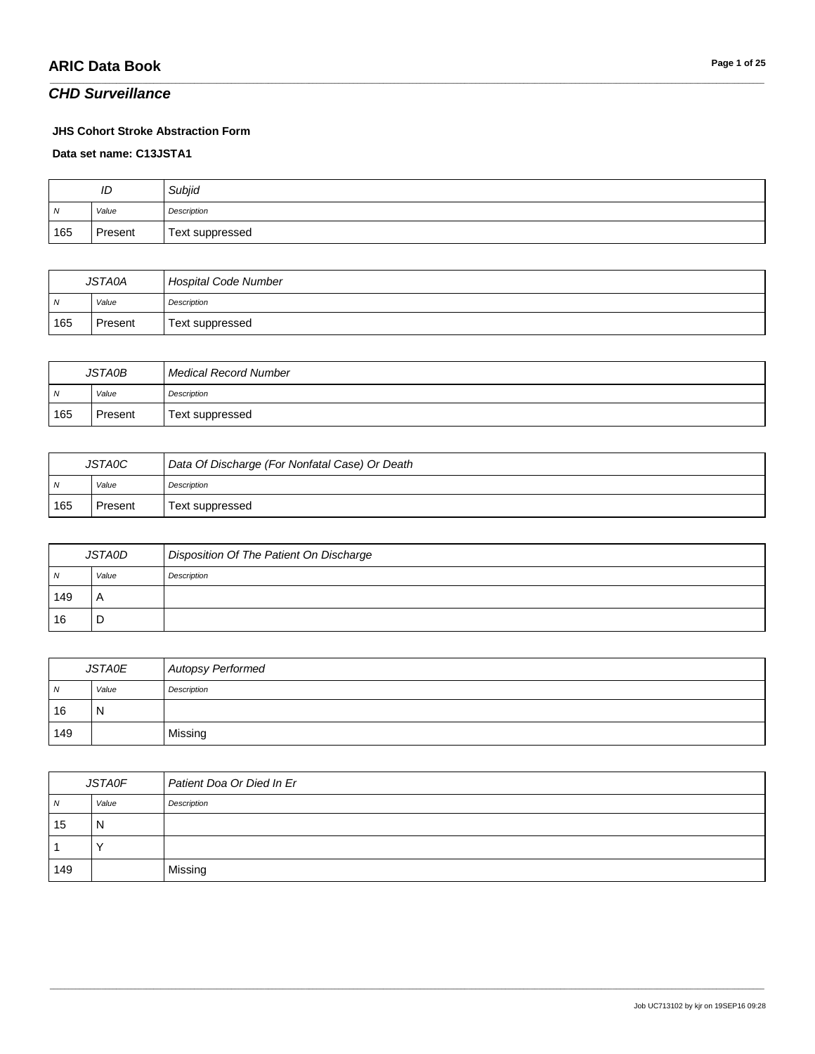# ARIC Data Book

## *CHD Surveillance*

**JHS Cohort Stroke Abstraction Form**

**Data set name: C13JSTA1**

| ID | | Subjid |
|---|---|---|
| N | Value | Description |
| 165 | Present | Text suppressed |

| JSTA0A | | Hospital Code Number |
|---|---|---|
| N | Value | Description |
| 165 | Present | Text suppressed |

| JSTA0B | | Medical Record Number |
|---|---|---|
| N | Value | Description |
| 165 | Present | Text suppressed |

| JSTA0C | | Data Of Discharge (For Nonfatal Case) Or Death |
|---|---|---|
| N | Value | Description |
| 165 | Present | Text suppressed |

| JSTA0D | | Disposition Of The Patient On Discharge |
|---|---|---|
| N | Value | Description |
| 149 | A | |
| 16 | D | |

| JSTA0E | | Autopsy Performed |
|---|---|---|
| N | Value | Description |
| 16 | N | |
| 149 | | Missing |

| JSTA0F | | Patient Doa Or Died In Er |
|---|---|---|
| N | Value | Description |
| 15 | N | |
| 1 | Y | |
| 149 | | Missing |

Job UC713102 by kjr on 19SEP16 09:28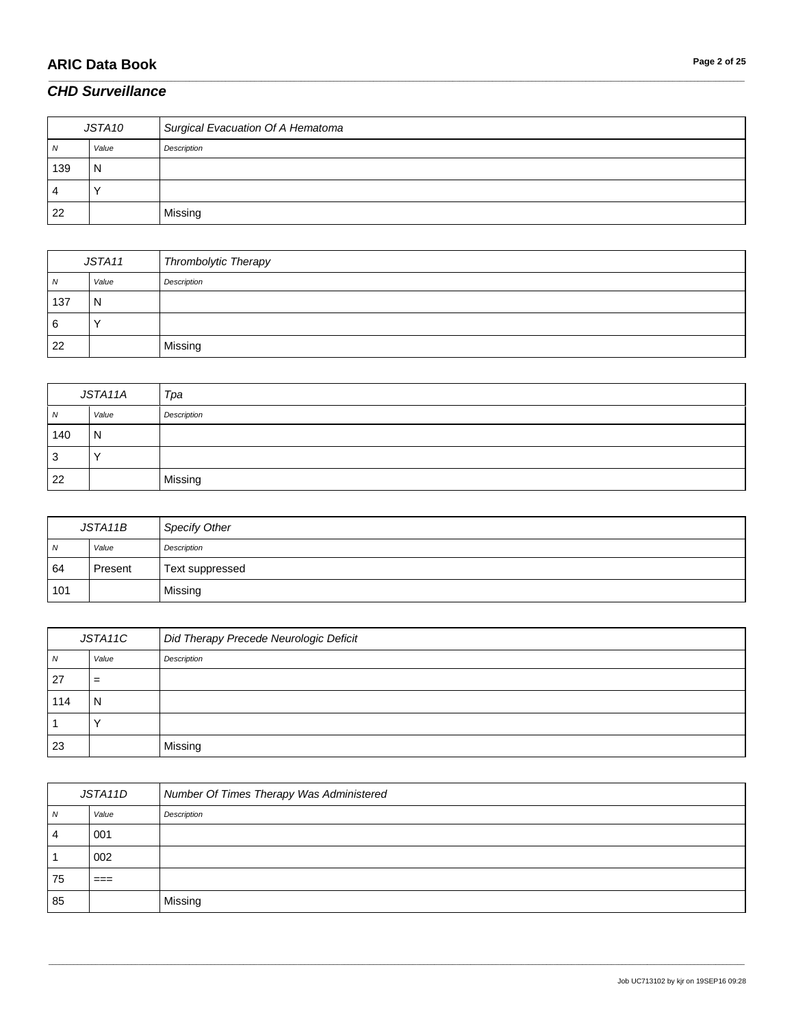## CHD Surveillance

| JSTA10 | | Surgical Evacuation Of A Hematoma |
|---|---|---|
| N | Value | Description |
| 139 | N | |
| 4 | Y | |
| 22 | | Missing |

| JSTA11 | | Thrombolytic Therapy |
|---|---|---|
| N | Value | Description |
| 137 | N | |
| 6 | Y | |
| 22 | | Missing |

| JSTA11A | | Tpa |
|---|---|---|
| N | Value | Description |
| 140 | N | |
| 3 | Y | |
| 22 | | Missing |

| JSTA11B | | Specify Other |
|---|---|---|
| N | Value | Description |
| 64 | Present | Text suppressed |
| 101 | | Missing |

| JSTA11C | | Did Therapy Precede Neurologic Deficit |
|---|---|---|
| N | Value | Description |
| 27 | = | |
| 114 | N | |
| 1 | Y | |
| 23 | | Missing |

| JSTA11D | | Number Of Times Therapy Was Administered |
|---|---|---|
| N | Value | Description |
| 4 | 001 | |
| 1 | 002 | |
| 75 | === | |
| 85 | | Missing |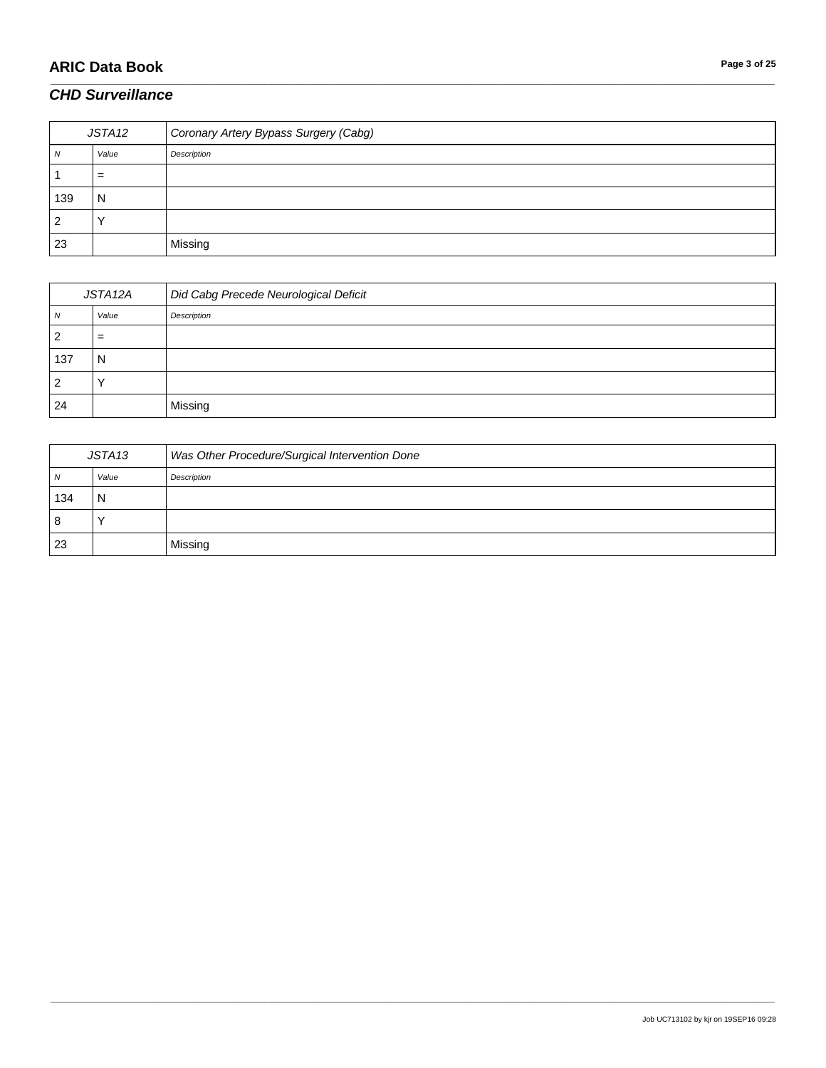| JSTA12 | | Coronary Artery Bypass Surgery (Cabg) |
|---|---|---|
| *N* | *Value* | *Description* |
| 1 | = | |
| 139 | N | |
| 2 | Y | |
| 23 | | Missing |

| JSTA12A | | Did Cabg Precede Neurological Deficit |
|---|---|---|
| *N* | *Value* | *Description* |
| 2 | = | |
| 137 | N | |
| 2 | Y | |
| 24 | | Missing |

| JSTA13 | | Was Other Procedure/Surgical Intervention Done |
|---|---|---|
| *N* | *Value* | *Description* |
| 134 | N | |
| 8 | Y | |
| 23 | | Missing |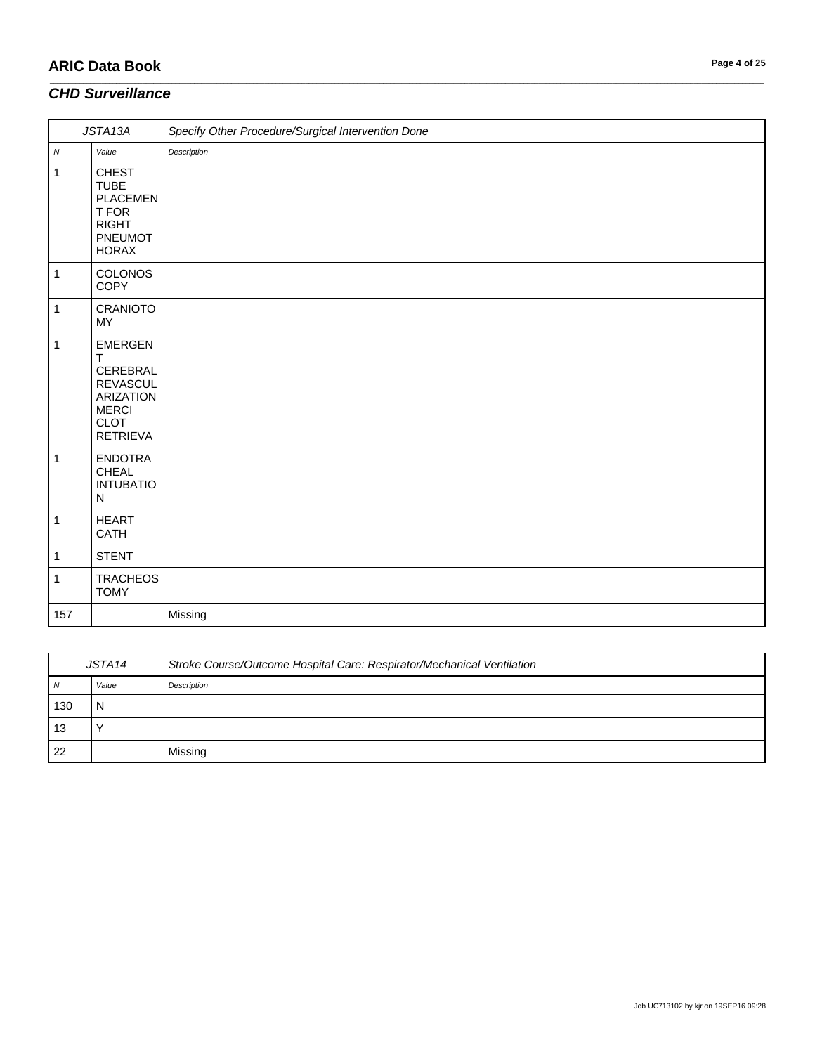## CHD Surveillance

| JSTA13A | | Specify Other Procedure/Surgical Intervention Done |
|---|---|---|
| *N* | *Value* | *Description* |
| 1 | CHEST TUBE PLACEMENT FOR RIGHT PNEUMOTHORAX | |
| 1 | COLONOSCOPY | |
| 1 | CRANIOTOMY | |
| 1 | EMERGENT CEREBRAL REVASCULARIZATION MERCI CLOT RETRIEVA | |
| 1 | ENDOTRACHEAL INTUBATION | |
| 1 | HEART CATH | |
| 1 | STENT | |
| 1 | TRACHEOSTOMY | |
| 157 | | Missing |

| JSTA14 | | Stroke Course/Outcome Hospital Care: Respirator/Mechanical Ventilation |
|---|---|---|
| *N* | *Value* | *Description* |
| 130 | N | |
| 13 | Y | |
| 22 | | Missing |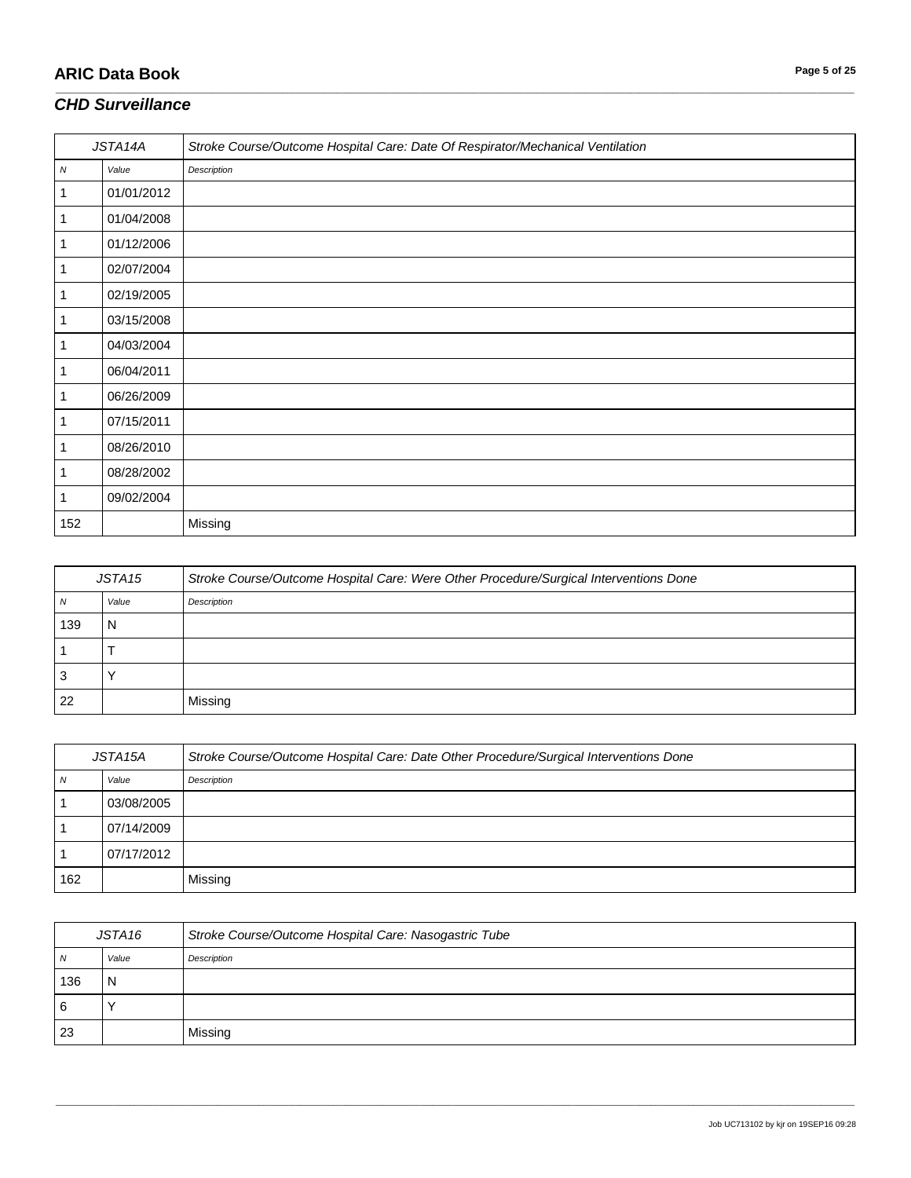## ARIC Data Book

### *CHD Surveillance*

| JSTA14A | | Stroke Course/Outcome Hospital Care: Date Of Respirator/Mechanical Ventilation |
|---|---|---|
| *N* | *Value* | *Description* |
| 1 | 01/01/2012 | |
| 1 | 01/04/2008 | |
| 1 | 01/12/2006 | |
| 1 | 02/07/2004 | |
| 1 | 02/19/2005 | |
| 1 | 03/15/2008 | |
| 1 | 04/03/2004 | |
| 1 | 06/04/2011 | |
| 1 | 06/26/2009 | |
| 1 | 07/15/2011 | |
| 1 | 08/26/2010 | |
| 1 | 08/28/2002 | |
| 1 | 09/02/2004 | |
| 152 | | Missing |

| JSTA15 | | Stroke Course/Outcome Hospital Care: Were Other Procedure/Surgical Interventions Done |
|---|---|---|
| *N* | *Value* | *Description* |
| 139 | N | |
| 1 | T | |
| 3 | Y | |
| 22 | | Missing |

| JSTA15A | | Stroke Course/Outcome Hospital Care: Date Other Procedure/Surgical Interventions Done |
|---|---|---|
| *N* | *Value* | *Description* |
| 1 | 03/08/2005 | |
| 1 | 07/14/2009 | |
| 1 | 07/17/2012 | |
| 162 | | Missing |

| JSTA16 | | Stroke Course/Outcome Hospital Care: Nasogastric Tube |
|---|---|---|
| *N* | *Value* | *Description* |
| 136 | N | |
| 6 | Y | |
| 23 | | Missing |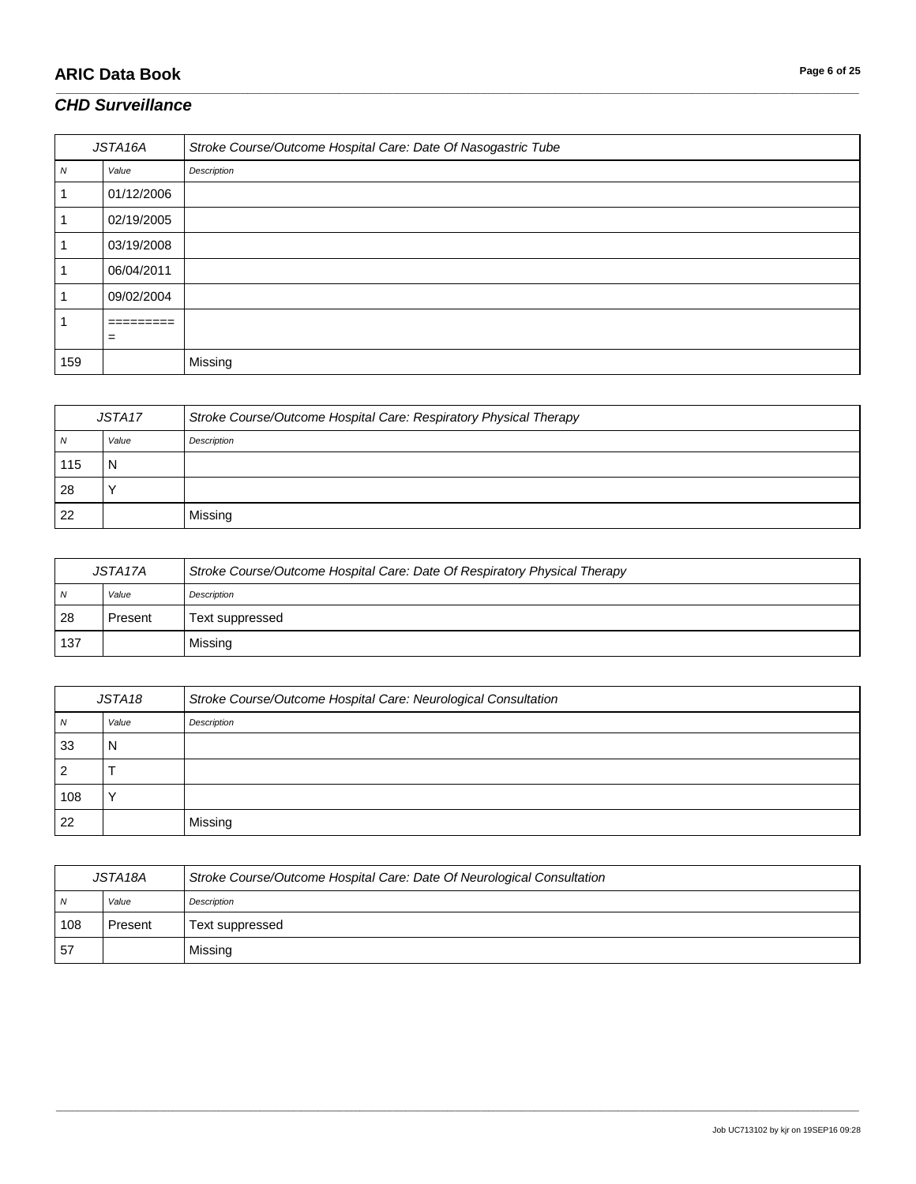## *CHD Surveillance*

| JSTA16A | | Stroke Course/Outcome Hospital Care: Date Of Nasogastric Tube |
|---|---|---|
| *N* | *Value* | *Description* |
| 1 | 01/12/2006 | |
| 1 | 02/19/2005 | |
| 1 | 03/19/2008 | |
| 1 | 06/04/2011 | |
| 1 | 09/02/2004 | |
| 1 | ========= = | |
| 159 | | Missing |

| JSTA17 | | Stroke Course/Outcome Hospital Care: Respiratory Physical Therapy |
|---|---|---|
| *N* | *Value* | *Description* |
| 115 | N | |
| 28 | Y | |
| 22 | | Missing |

| JSTA17A | | Stroke Course/Outcome Hospital Care: Date Of Respiratory Physical Therapy |
|---|---|---|
| *N* | *Value* | *Description* |
| 28 | Present | Text suppressed |
| 137 | | Missing |

| JSTA18 | | Stroke Course/Outcome Hospital Care: Neurological Consultation |
|---|---|---|
| *N* | *Value* | *Description* |
| 33 | N | |
| 2 | T | |
| 108 | Y | |
| 22 | | Missing |

| JSTA18A | | Stroke Course/Outcome Hospital Care: Date Of Neurological Consultation |
|---|---|---|
| *N* | *Value* | *Description* |
| 108 | Present | Text suppressed |
| 57 | | Missing |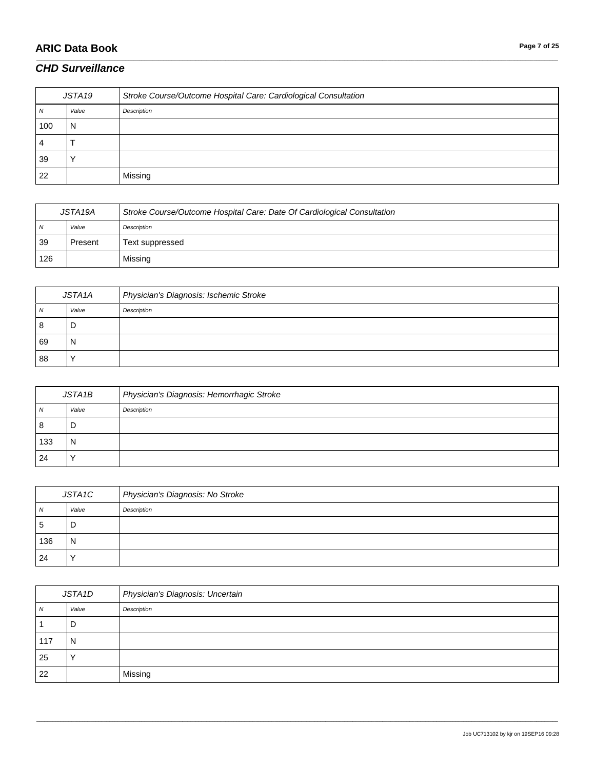# ARIC Data Book

## *CHD Surveillance*

| JSTA19 | | Stroke Course/Outcome Hospital Care: Cardiological Consultation |
|---|---|---|
| *N* | *Value* | *Description* |
| 100 | N | |
| 4 | T | |
| 39 | Y | |
| 22 | | Missing |

| JSTA19A | | Stroke Course/Outcome Hospital Care: Date Of Cardiological Consultation |
|---|---|---|
| *N* | *Value* | *Description* |
| 39 | Present | Text suppressed |
| 126 | | Missing |

| JSTA1A | | Physician's Diagnosis: Ischemic Stroke |
|---|---|---|
| *N* | *Value* | *Description* |
| 8 | D | |
| 69 | N | |
| 88 | Y | |

| JSTA1B | | Physician's Diagnosis: Hemorrhagic Stroke |
|---|---|---|
| *N* | *Value* | *Description* |
| 8 | D | |
| 133 | N | |
| 24 | Y | |

| JSTA1C | | Physician's Diagnosis: No Stroke |
|---|---|---|
| *N* | *Value* | *Description* |
| 5 | D | |
| 136 | N | |
| 24 | Y | |

| JSTA1D | | Physician's Diagnosis: Uncertain |
|---|---|---|
| *N* | *Value* | *Description* |
| 1 | D | |
| 117 | N | |
| 25 | Y | |
| 22 | | Missing |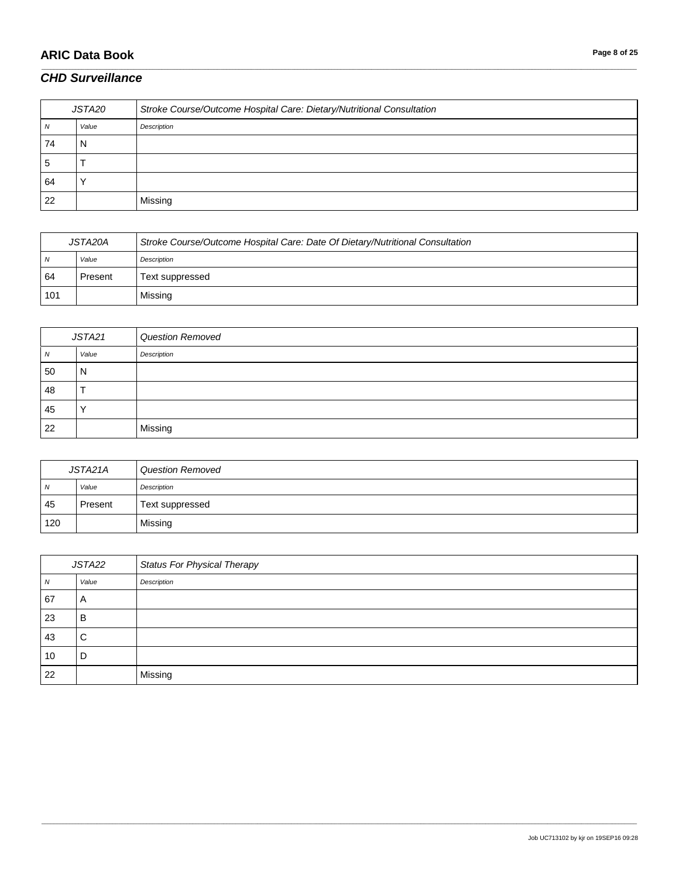## CHD Surveillance

| JSTA20 | | Stroke Course/Outcome Hospital Care: Dietary/Nutritional Consultation |
|---|---|---|
| *N* | *Value* | *Description* |
| 74 | N | |
| 5 | T | |
| 64 | Y | |
| 22 | | Missing |

| JSTA20A | | Stroke Course/Outcome Hospital Care: Date Of Dietary/Nutritional Consultation |
|---|---|---|
| *N* | *Value* | *Description* |
| 64 | Present | Text suppressed |
| 101 | | Missing |

| JSTA21 | | Question Removed |
|---|---|---|
| *N* | *Value* | *Description* |
| 50 | N | |
| 48 | T | |
| 45 | Y | |
| 22 | | Missing |

| JSTA21A | | Question Removed |
|---|---|---|
| *N* | *Value* | *Description* |
| 45 | Present | Text suppressed |
| 120 | | Missing |

| JSTA22 | | Status For Physical Therapy |
|---|---|---|
| *N* | *Value* | *Description* |
| 67 | A | |
| 23 | B | |
| 43 | C | |
| 10 | D | |
| 22 | | Missing |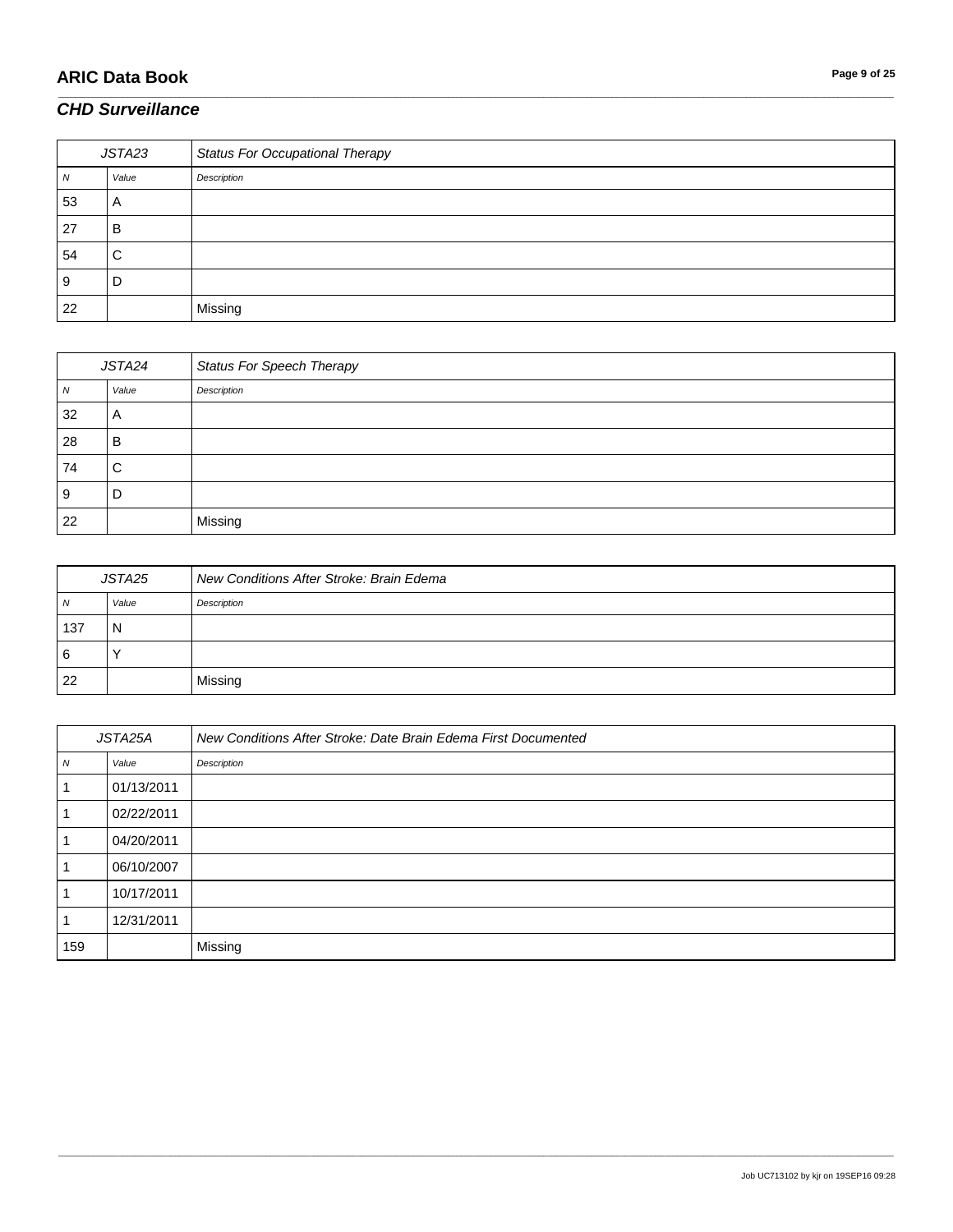## CHD Surveillance

| JSTA23 | | Status For Occupational Therapy |
|---|---|---|
| *N* | *Value* | *Description* |
| 53 | A | |
| 27 | B | |
| 54 | C | |
| 9 | D | |
| 22 | | Missing |

| JSTA24 | | Status For Speech Therapy |
|---|---|---|
| *N* | *Value* | *Description* |
| 32 | A | |
| 28 | B | |
| 74 | C | |
| 9 | D | |
| 22 | | Missing |

| JSTA25 | | New Conditions After Stroke: Brain Edema |
|---|---|---|
| *N* | *Value* | *Description* |
| 137 | N | |
| 6 | Y | |
| 22 | | Missing |

| JSTA25A | | New Conditions After Stroke: Date Brain Edema First Documented |
|---|---|---|
| *N* | *Value* | *Description* |
| 1 | 01/13/2011 | |
| 1 | 02/22/2011 | |
| 1 | 04/20/2011 | |
| 1 | 06/10/2007 | |
| 1 | 10/17/2011 | |
| 1 | 12/31/2011 | |
| 159 | | Missing |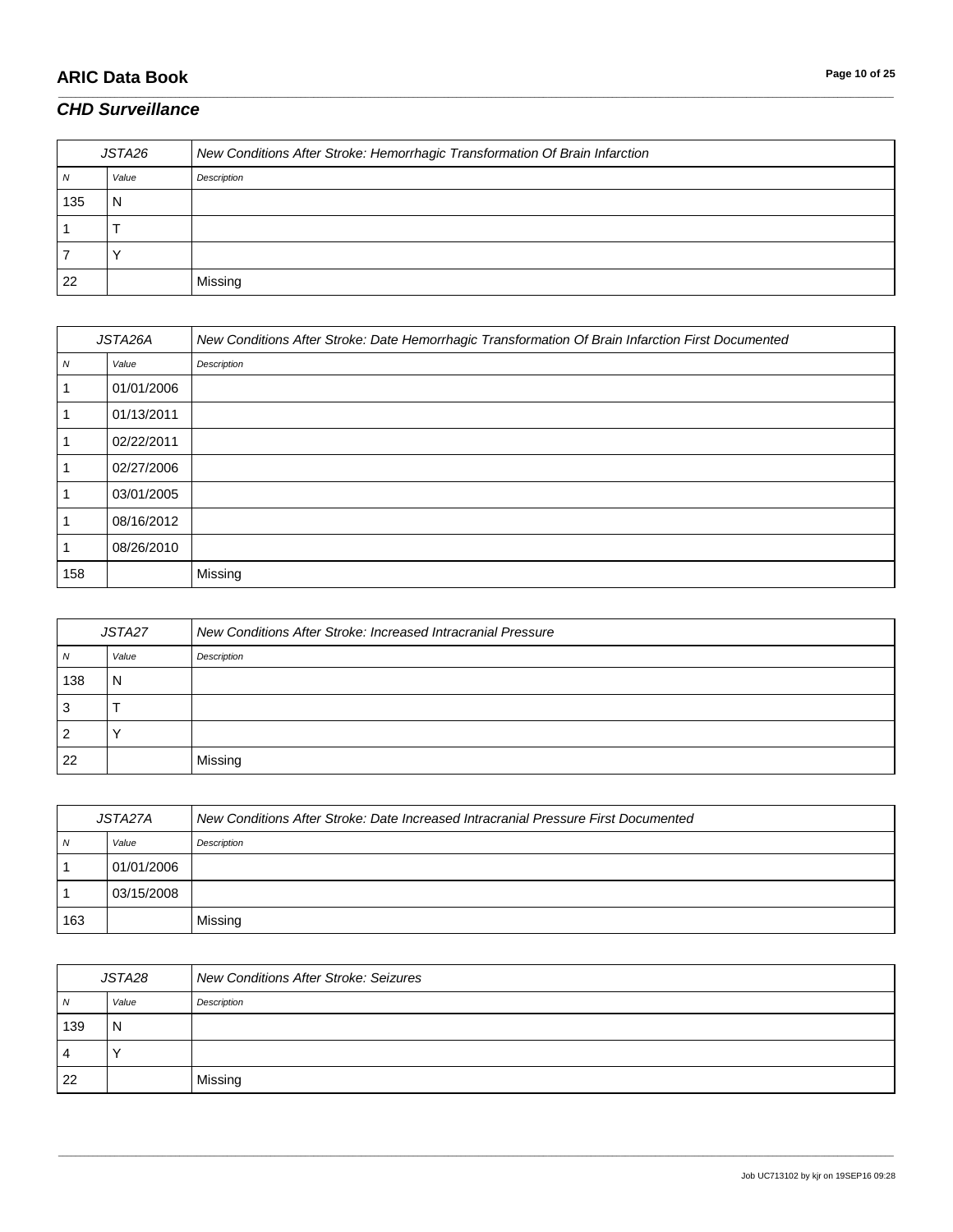## CHD Surveillance

| JSTA26 | | New Conditions After Stroke: Hemorrhagic Transformation Of Brain Infarction |
|---|---|---|
| *N* | *Value* | *Description* |
| 135 | N | |
| 1 | T | |
| 7 | Y | |
| 22 | | Missing |

| JSTA26A | | New Conditions After Stroke: Date Hemorrhagic Transformation Of Brain Infarction First Documented |
|---|---|---|
| *N* | *Value* | *Description* |
| 1 | 01/01/2006 | |
| 1 | 01/13/2011 | |
| 1 | 02/22/2011 | |
| 1 | 02/27/2006 | |
| 1 | 03/01/2005 | |
| 1 | 08/16/2012 | |
| 1 | 08/26/2010 | |
| 158 | | Missing |

| JSTA27 | | New Conditions After Stroke: Increased Intracranial Pressure |
|---|---|---|
| *N* | *Value* | *Description* |
| 138 | N | |
| 3 | T | |
| 2 | Y | |
| 22 | | Missing |

| JSTA27A | | New Conditions After Stroke: Date Increased Intracranial Pressure First Documented |
|---|---|---|
| *N* | *Value* | *Description* |
| 1 | 01/01/2006 | |
| 1 | 03/15/2008 | |
| 163 | | Missing |

| JSTA28 | | New Conditions After Stroke: Seizures |
|---|---|---|
| *N* | *Value* | *Description* |
| 139 | N | |
| 4 | Y | |
| 22 | | Missing |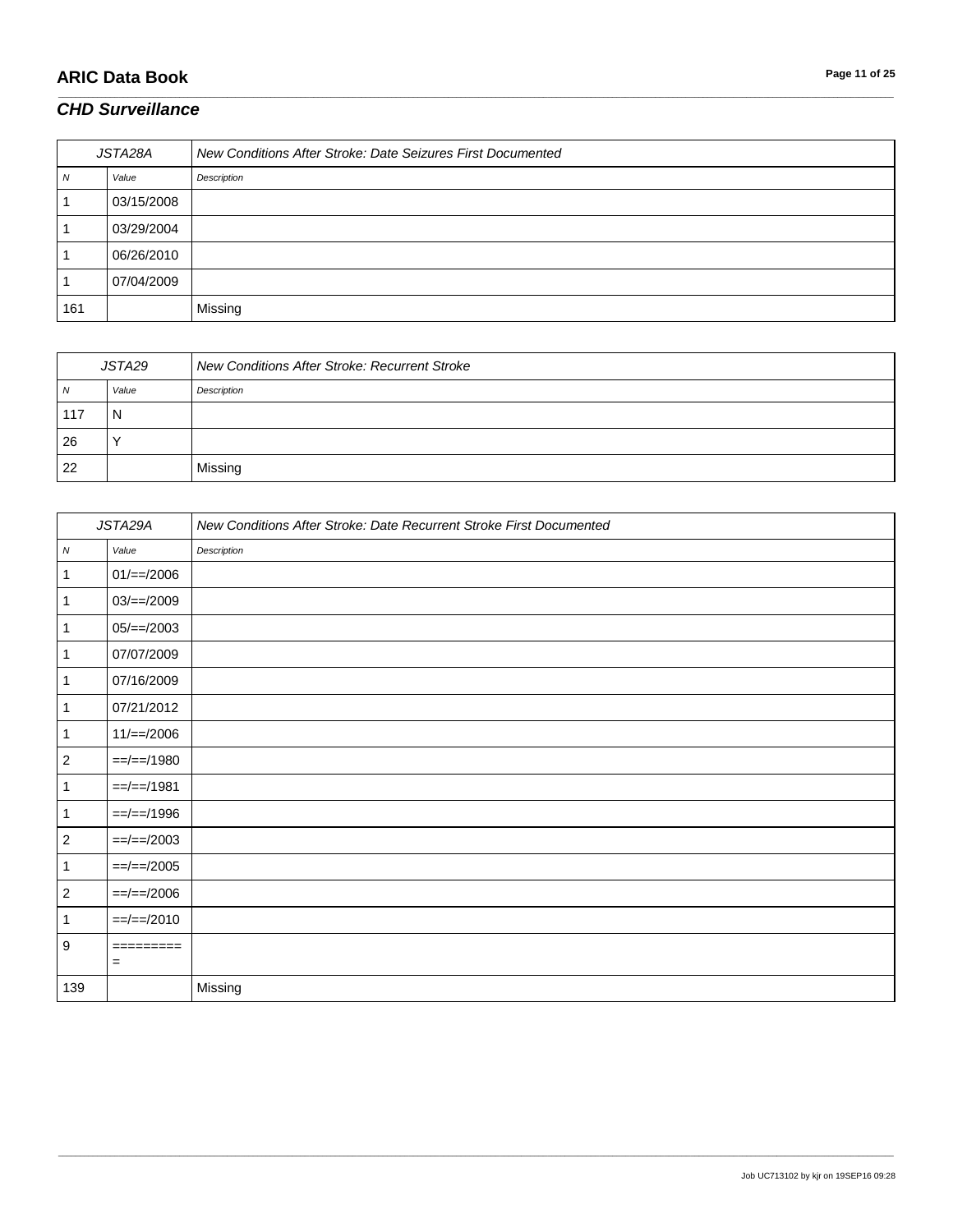## CHD Surveillance

| JSTA28A | | New Conditions After Stroke: Date Seizures First Documented |
|---|---|---|
| N | Value | Description |
| 1 | 03/15/2008 | |
| 1 | 03/29/2004 | |
| 1 | 06/26/2010 | |
| 1 | 07/04/2009 | |
| 161 | | Missing |

| JSTA29 | | New Conditions After Stroke: Recurrent Stroke |
|---|---|---|
| N | Value | Description |
| 117 | N | |
| 26 | Y | |
| 22 | | Missing |

| JSTA29A | | New Conditions After Stroke: Date Recurrent Stroke First Documented |
|---|---|---|
| N | Value | Description |
| 1 | 01/==/2006 | |
| 1 | 03/==/2009 | |
| 1 | 05/==/2003 | |
| 1 | 07/07/2009 | |
| 1 | 07/16/2009 | |
| 1 | 07/21/2012 | |
| 1 | 11/==/2006 | |
| 2 | ==/==/1980 | |
| 1 | ==/==/1981 | |
| 1 | ==/==/1996 | |
| 2 | ==/==/2003 | |
| 1 | ==/==/2005 | |
| 2 | ==/==/2006 | |
| 1 | ==/==/2010 | |
| 9 | ========== | |
| 139 | | Missing |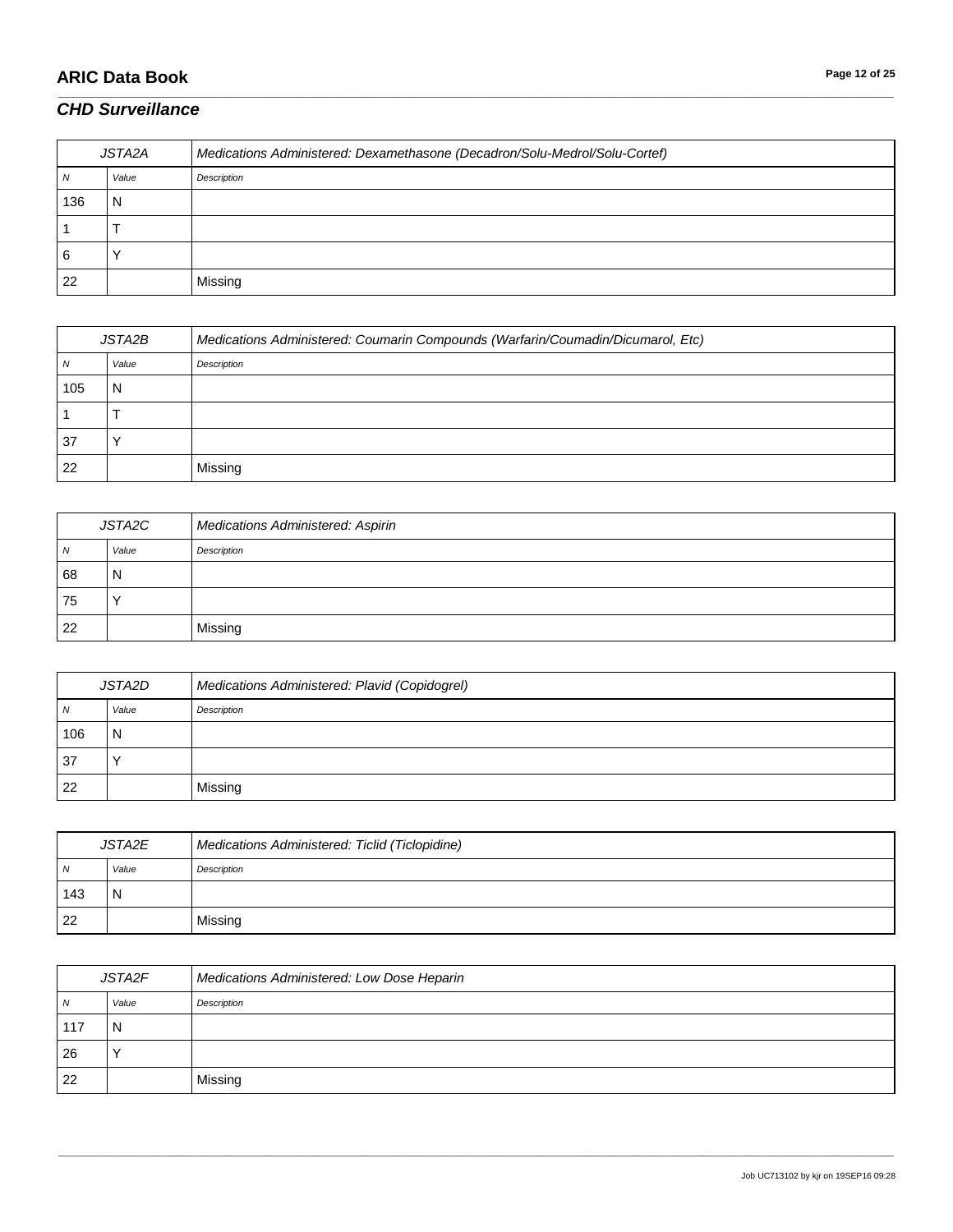## CHD Surveillance

| JSTA2A | | Medications Administered: Dexamethasone (Decadron/Solu-Medrol/Solu-Cortef) |
|---|---|---|
| N | Value | Description |
| 136 | N | |
| 1 | T | |
| 6 | Y | |
| 22 | | Missing |

| JSTA2B | | Medications Administered: Coumarin Compounds (Warfarin/Coumadin/Dicumarol, Etc) |
|---|---|---|
| N | Value | Description |
| 105 | N | |
| 1 | T | |
| 37 | Y | |
| 22 | | Missing |

| JSTA2C | | Medications Administered: Aspirin |
|---|---|---|
| N | Value | Description |
| 68 | N | |
| 75 | Y | |
| 22 | | Missing |

| JSTA2D | | Medications Administered: Plavid (Copidogrel) |
|---|---|---|
| N | Value | Description |
| 106 | N | |
| 37 | Y | |
| 22 | | Missing |

| JSTA2E | | Medications Administered: Ticlid (Ticlopidine) |
|---|---|---|
| N | Value | Description |
| 143 | N | |
| 22 | | Missing |

| JSTA2F | | Medications Administered: Low Dose Heparin |
|---|---|---|
| N | Value | Description |
| 117 | N | |
| 26 | Y | |
| 22 | | Missing |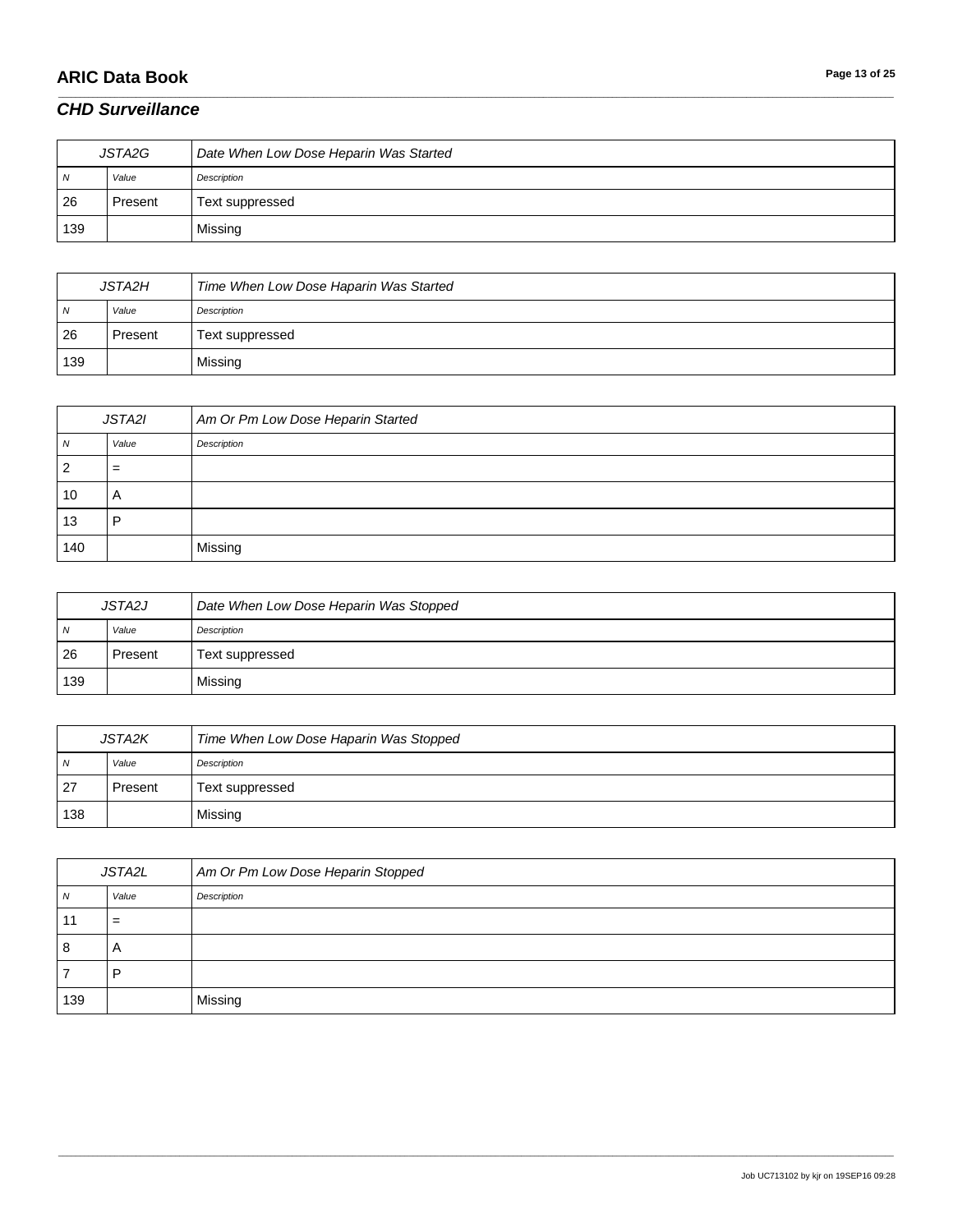## CHD Surveillance

| JSTA2G | | Date When Low Dose Heparin Was Started |
|---|---|---|
| N | Value | Description |
| 26 | Present | Text suppressed |
| 139 | | Missing |

| JSTA2H | | Time When Low Dose Haparin Was Started |
|---|---|---|
| N | Value | Description |
| 26 | Present | Text suppressed |
| 139 | | Missing |

| JSTA2I | | Am Or Pm Low Dose Heparin Started |
|---|---|---|
| N | Value | Description |
| 2 | = | |
| 10 | A | |
| 13 | P | |
| 140 | | Missing |

| JSTA2J | | Date When Low Dose Heparin Was Stopped |
|---|---|---|
| N | Value | Description |
| 26 | Present | Text suppressed |
| 139 | | Missing |

| JSTA2K | | Time When Low Dose Haparin Was Stopped |
|---|---|---|
| N | Value | Description |
| 27 | Present | Text suppressed |
| 138 | | Missing |

| JSTA2L | | Am Or Pm Low Dose Heparin Stopped |
|---|---|---|
| N | Value | Description |
| 11 | = | |
| 8 | A | |
| 7 | P | |
| 139 | | Missing |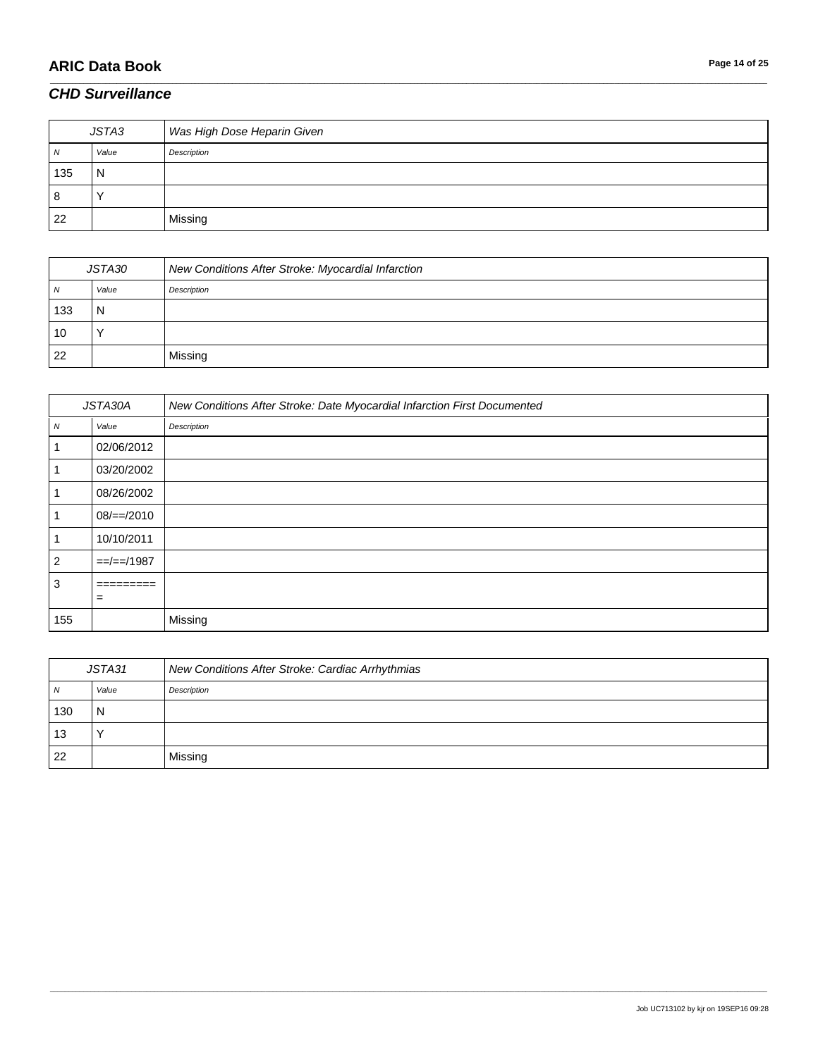## *CHD Surveillance*

| *JSTA3* | | *Was High Dose Heparin Given* |
|---|---|---|
| *N* | *Value* | *Description* |
| 135 | N | |
| 8 | Y | |
| 22 | | Missing |

| *JSTA30* | | *New Conditions After Stroke: Myocardial Infarction* |
|---|---|---|
| *N* | *Value* | *Description* |
| 133 | N | |
| 10 | Y | |
| 22 | | Missing |

| *JSTA30A* | | *New Conditions After Stroke: Date Myocardial Infarction First Documented* |
|---|---|---|
| *N* | *Value* | *Description* |
| 1 | 02/06/2012 | |
| 1 | 03/20/2002 | |
| 1 | 08/26/2002 | |
| 1 | 08/==/2010 | |
| 1 | 10/10/2011 | |
| 2 | ==/==/1987 | |
| 3 | ========== | |
| 155 | | Missing |

| *JSTA31* | | *New Conditions After Stroke: Cardiac Arrhythmias* |
|---|---|---|
| *N* | *Value* | *Description* |
| 130 | N | |
| 13 | Y | |
| 22 | | Missing |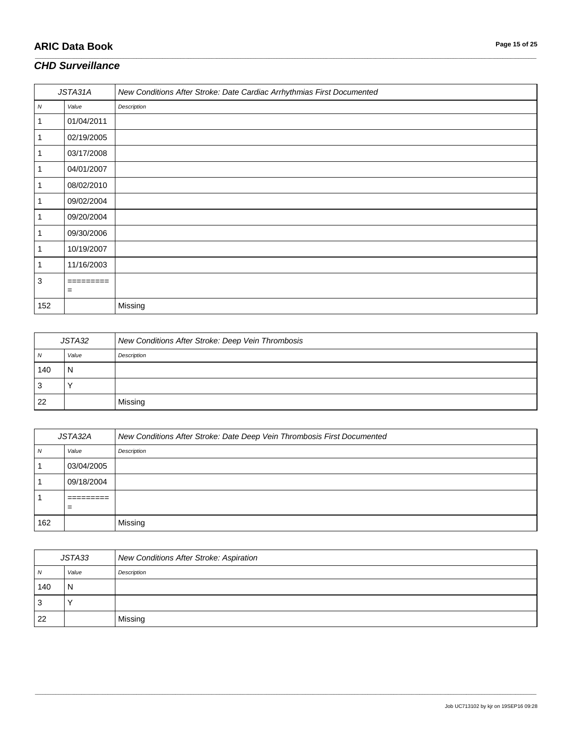## *CHD Surveillance*

| *JSTA31A* | | *New Conditions After Stroke: Date Cardiac Arrhythmias First Documented* |
|---|---|---|
| *N* | *Value* | *Description* |
| 1 | 01/04/2011 | |
| 1 | 02/19/2005 | |
| 1 | 03/17/2008 | |
| 1 | 04/01/2007 | |
| 1 | 08/02/2010 | |
| 1 | 09/02/2004 | |
| 1 | 09/20/2004 | |
| 1 | 09/30/2006 | |
| 1 | 10/19/2007 | |
| 1 | 11/16/2003 | |
| 3 | ========== | |
| 152 | | Missing |

| *JSTA32* | | *New Conditions After Stroke: Deep Vein Thrombosis* |
|---|---|---|
| *N* | *Value* | *Description* |
| 140 | N | |
| 3 | Y | |
| 22 | | Missing |

| *JSTA32A* | | *New Conditions After Stroke: Date Deep Vein Thrombosis First Documented* |
|---|---|---|
| *N* | *Value* | *Description* |
| 1 | 03/04/2005 | |
| 1 | 09/18/2004 | |
| 1 | ========== | |
| 162 | | Missing |

| *JSTA33* | | *New Conditions After Stroke: Aspiration* |
|---|---|---|
| *N* | *Value* | *Description* |
| 140 | N | |
| 3 | Y | |
| 22 | | Missing |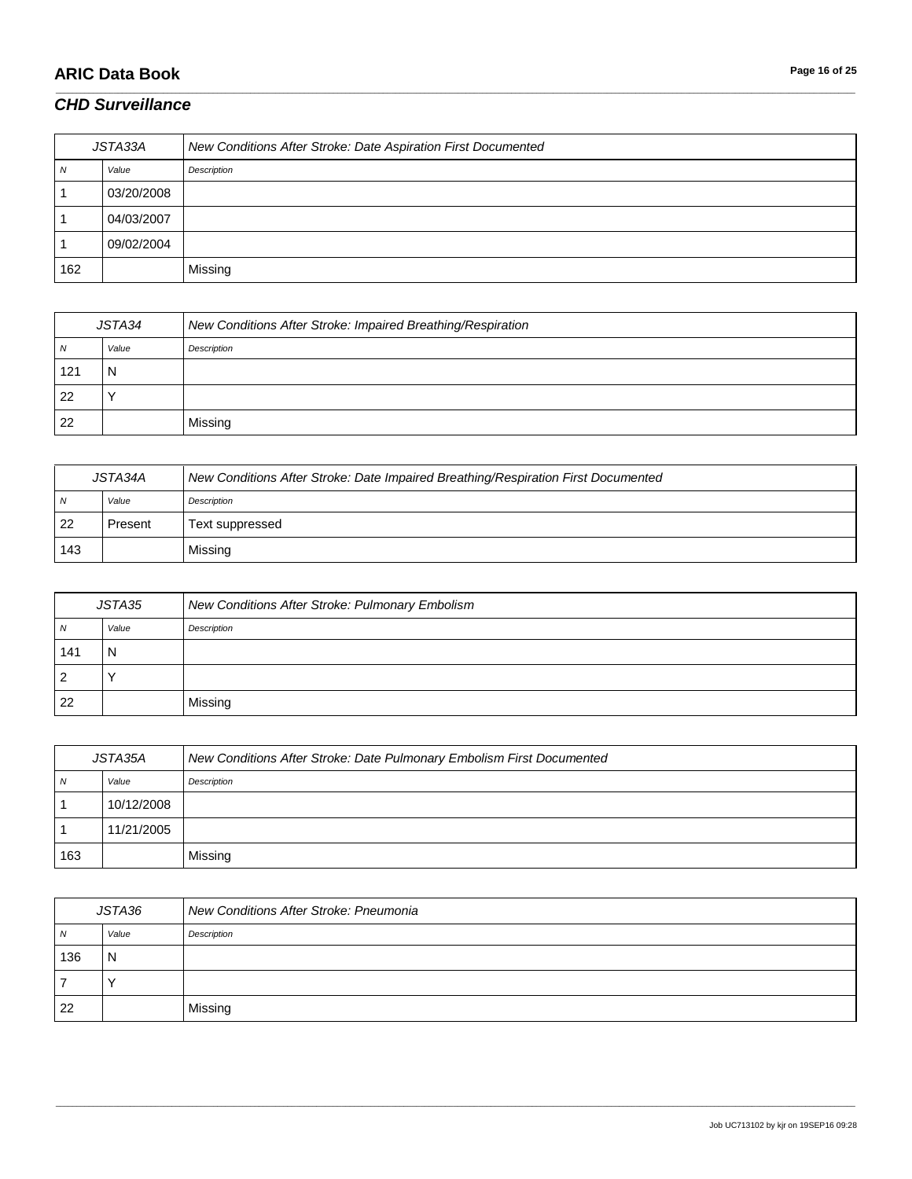## *CHD Surveillance*

| JSTA33A | | New Conditions After Stroke: Date Aspiration First Documented |
|---|---|---|
| *N* | *Value* | *Description* |
| 1 | 03/20/2008 | |
| 1 | 04/03/2007 | |
| 1 | 09/02/2004 | |
| 162 | | Missing |

| JSTA34 | | New Conditions After Stroke: Impaired Breathing/Respiration |
|---|---|---|
| *N* | *Value* | *Description* |
| 121 | N | |
| 22 | Y | |
| 22 | | Missing |

| JSTA34A | | New Conditions After Stroke: Date Impaired Breathing/Respiration First Documented |
|---|---|---|
| *N* | *Value* | *Description* |
| 22 | Present | Text suppressed |
| 143 | | Missing |

| JSTA35 | | New Conditions After Stroke: Pulmonary Embolism |
|---|---|---|
| *N* | *Value* | *Description* |
| 141 | N | |
| 2 | Y | |
| 22 | | Missing |

| JSTA35A | | New Conditions After Stroke: Date Pulmonary Embolism First Documented |
|---|---|---|
| *N* | *Value* | *Description* |
| 1 | 10/12/2008 | |
| 1 | 11/21/2005 | |
| 163 | | Missing |

| JSTA36 | | New Conditions After Stroke: Pneumonia |
|---|---|---|
| *N* | *Value* | *Description* |
| 136 | N | |
| 7 | Y | |
| 22 | | Missing |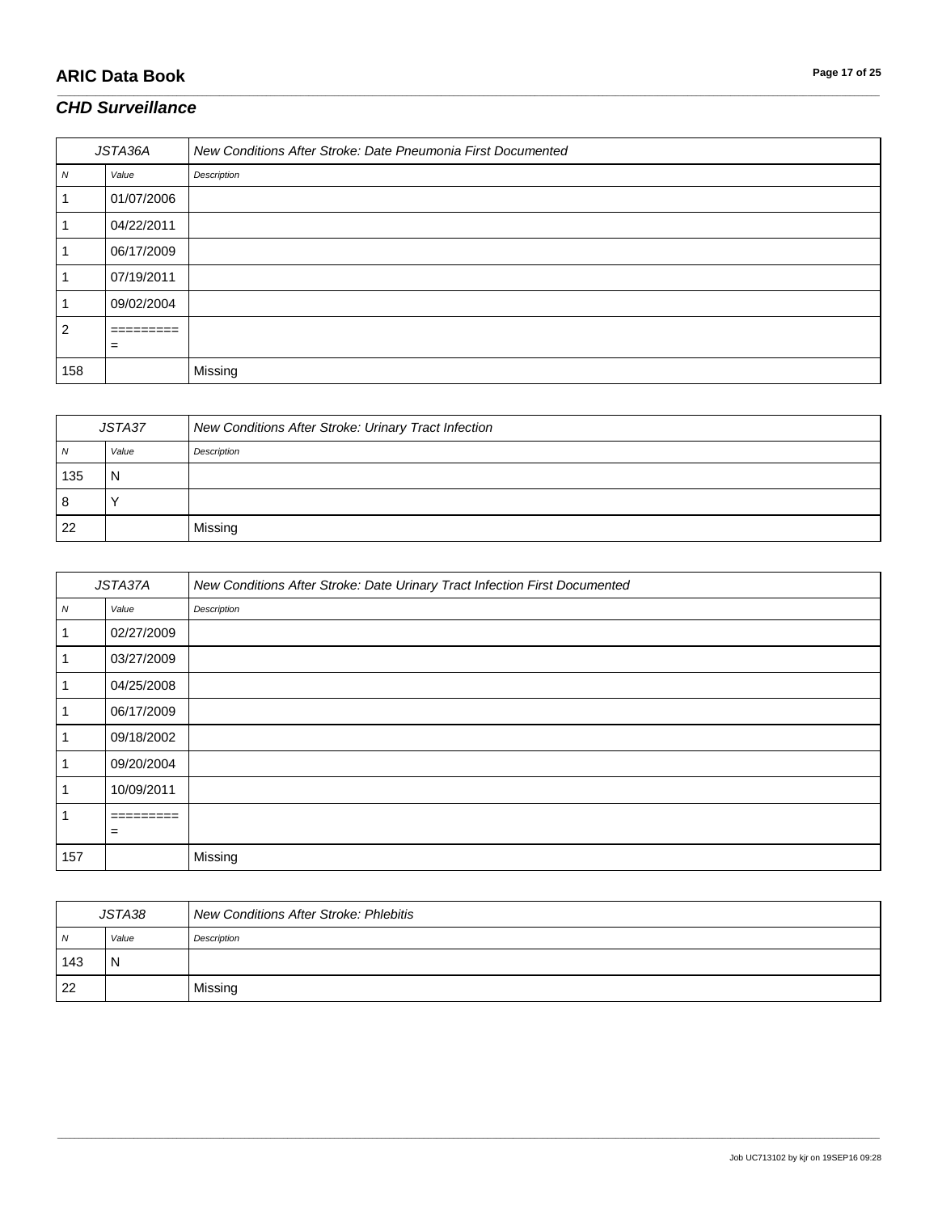## CHD Surveillance

| JSTA36A | | New Conditions After Stroke: Date Pneumonia First Documented |
|---|---|---|
| *N* | *Value* | *Description* |
| 1 | 01/07/2006 | |
| 1 | 04/22/2011 | |
| 1 | 06/17/2009 | |
| 1 | 07/19/2011 | |
| 1 | 09/02/2004 | |
| 2 | ========== | |
| 158 | | Missing |

| JSTA37 | | New Conditions After Stroke: Urinary Tract Infection |
|---|---|---|
| *N* | *Value* | *Description* |
| 135 | N | |
| 8 | Y | |
| 22 | | Missing |

| JSTA37A | | New Conditions After Stroke: Date Urinary Tract Infection First Documented |
|---|---|---|
| *N* | *Value* | *Description* |
| 1 | 02/27/2009 | |
| 1 | 03/27/2009 | |
| 1 | 04/25/2008 | |
| 1 | 06/17/2009 | |
| 1 | 09/18/2002 | |
| 1 | 09/20/2004 | |
| 1 | 10/09/2011 | |
| 1 | ========== | |
| 157 | | Missing |

| JSTA38 | | New Conditions After Stroke: Phlebitis |
|---|---|---|
| *N* | *Value* | *Description* |
| 143 | N | |
| 22 | | Missing |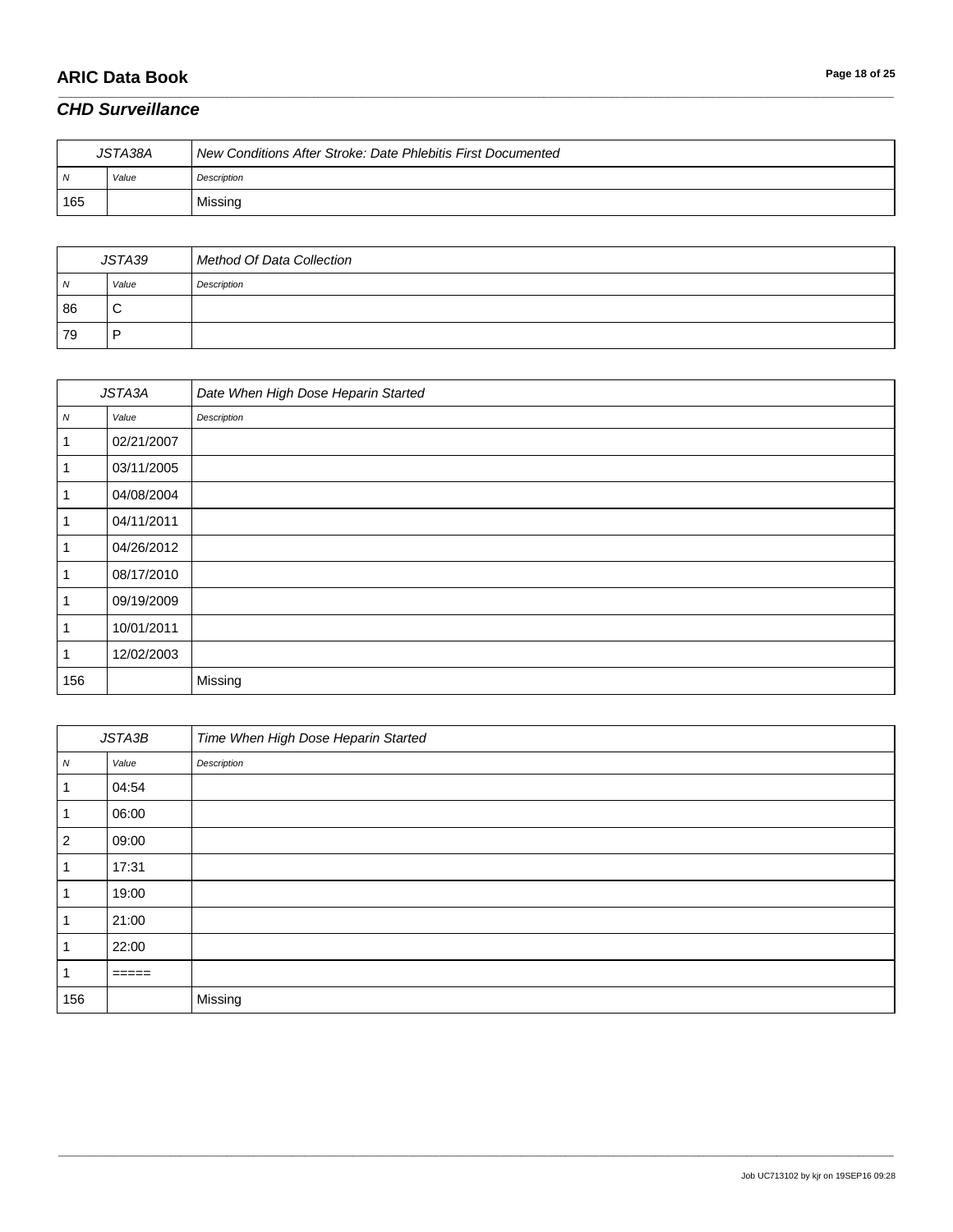## *CHD Surveillance*

| JSTA38A | | New Conditions After Stroke: Date Phlebitis First Documented |
|---|---|---|
| *N* | *Value* | *Description* |
| 165 | | Missing |

| JSTA39 | | Method Of Data Collection |
|---|---|---|
| *N* | *Value* | *Description* |
| 86 | C | |
| 79 | P | |

| JSTA3A | | Date When High Dose Heparin Started |
|---|---|---|
| *N* | *Value* | *Description* |
| 1 | 02/21/2007 | |
| 1 | 03/11/2005 | |
| 1 | 04/08/2004 | |
| 1 | 04/11/2011 | |
| 1 | 04/26/2012 | |
| 1 | 08/17/2010 | |
| 1 | 09/19/2009 | |
| 1 | 10/01/2011 | |
| 1 | 12/02/2003 | |
| 156 | | Missing |

| JSTA3B | | Time When High Dose Heparin Started |
|---|---|---|
| *N* | *Value* | *Description* |
| 1 | 04:54 | |
| 1 | 06:00 | |
| 2 | 09:00 | |
| 1 | 17:31 | |
| 1 | 19:00 | |
| 1 | 21:00 | |
| 1 | 22:00 | |
| 1 | ===== | |
| 156 | | Missing |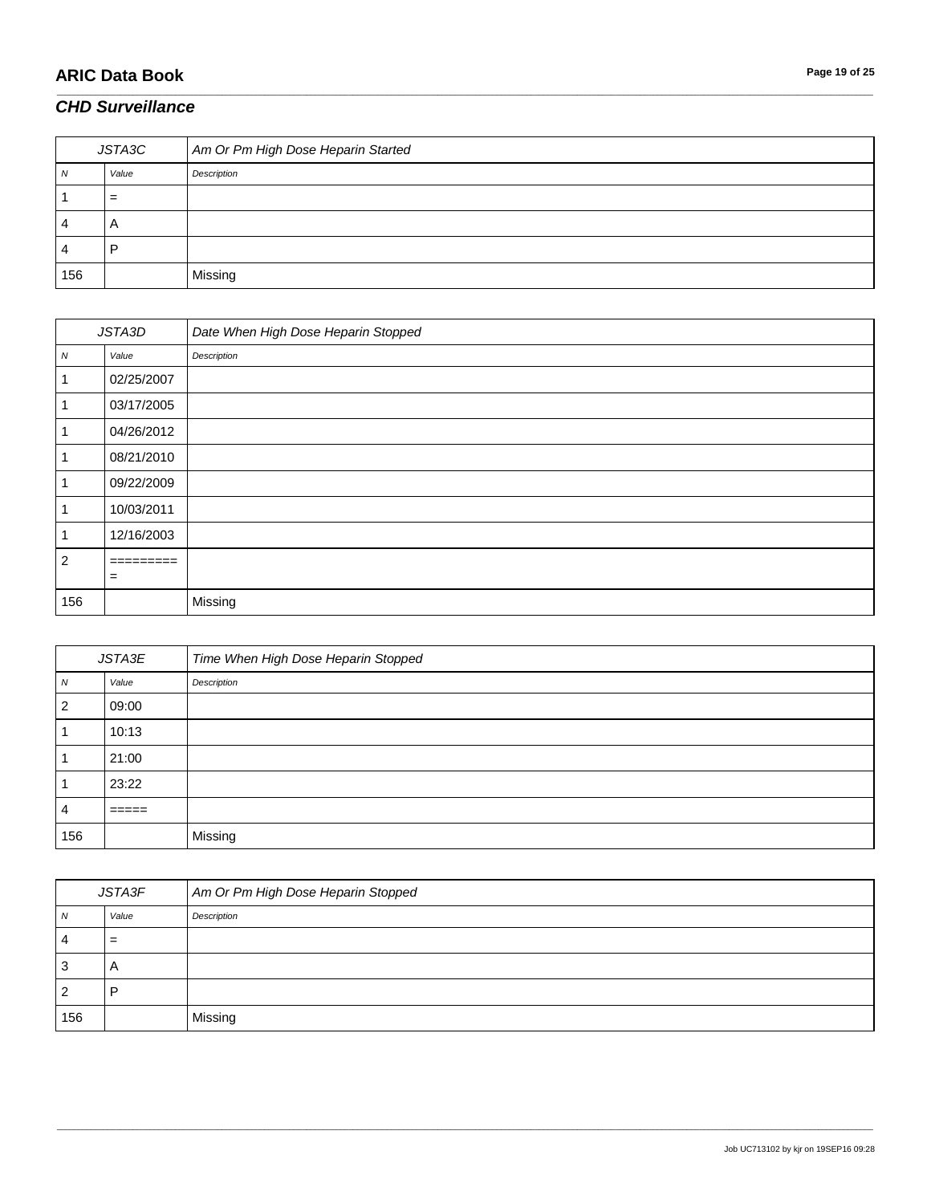## CHD Surveillance

| JSTA3C | | Am Or Pm High Dose Heparin Started |
|---|---|---|
| *N* | *Value* | *Description* |
| 1 | = | |
| 4 | A | |
| 4 | P | |
| 156 | | Missing |

| JSTA3D | | Date When High Dose Heparin Stopped |
|---|---|---|
| *N* | *Value* | *Description* |
| 1 | 02/25/2007 | |
| 1 | 03/17/2005 | |
| 1 | 04/26/2012 | |
| 1 | 08/21/2010 | |
| 1 | 09/22/2009 | |
| 1 | 10/03/2011 | |
| 1 | 12/16/2003 | |
| 2 | ========= = | |
| 156 | | Missing |

| JSTA3E | | Time When High Dose Heparin Stopped |
|---|---|---|
| *N* | *Value* | *Description* |
| 2 | 09:00 | |
| 1 | 10:13 | |
| 1 | 21:00 | |
| 1 | 23:22 | |
| 4 | ===== | |
| 156 | | Missing |

| JSTA3F | | Am Or Pm High Dose Heparin Stopped |
|---|---|---|
| *N* | *Value* | *Description* |
| 4 | = | |
| 3 | A | |
| 2 | P | |
| 156 | | Missing |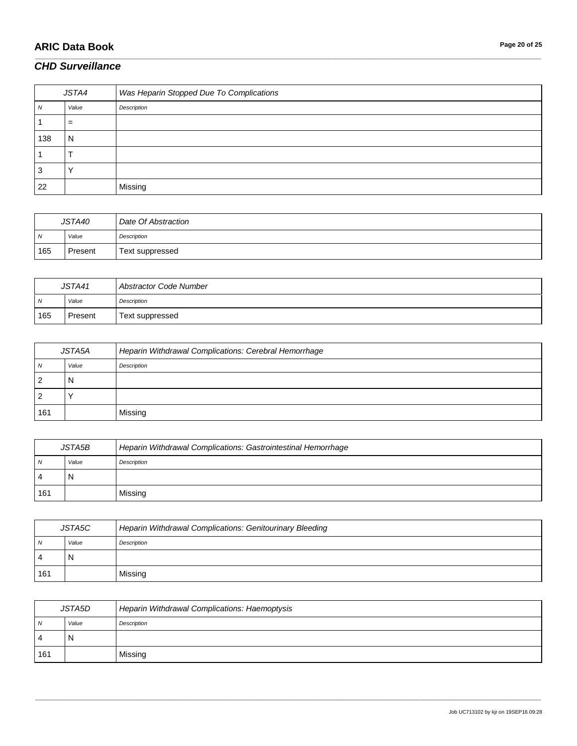## CHD Surveillance

| JSTA4 | | Was Heparin Stopped Due To Complications |
|---|---|---|
| N | Value | Description |
| 1 | = | |
| 138 | N | |
| 1 | T | |
| 3 | Y | |
| 22 | | Missing |

| JSTA40 | | Date Of Abstraction |
|---|---|---|
| N | Value | Description |
| 165 | Present | Text suppressed |

| JSTA41 | | Abstractor Code Number |
|---|---|---|
| N | Value | Description |
| 165 | Present | Text suppressed |

| JSTA5A | | Heparin Withdrawal Complications: Cerebral Hemorrhage |
|---|---|---|
| N | Value | Description |
| 2 | N | |
| 2 | Y | |
| 161 | | Missing |

| JSTA5B | | Heparin Withdrawal Complications: Gastrointestinal Hemorrhage |
|---|---|---|
| N | Value | Description |
| 4 | N | |
| 161 | | Missing |

| JSTA5C | | Heparin Withdrawal Complications: Genitourinary Bleeding |
|---|---|---|
| N | Value | Description |
| 4 | N | |
| 161 | | Missing |

| JSTA5D | | Heparin Withdrawal Complications: Haemoptysis |
|---|---|---|
| N | Value | Description |
| 4 | N | |
| 161 | | Missing |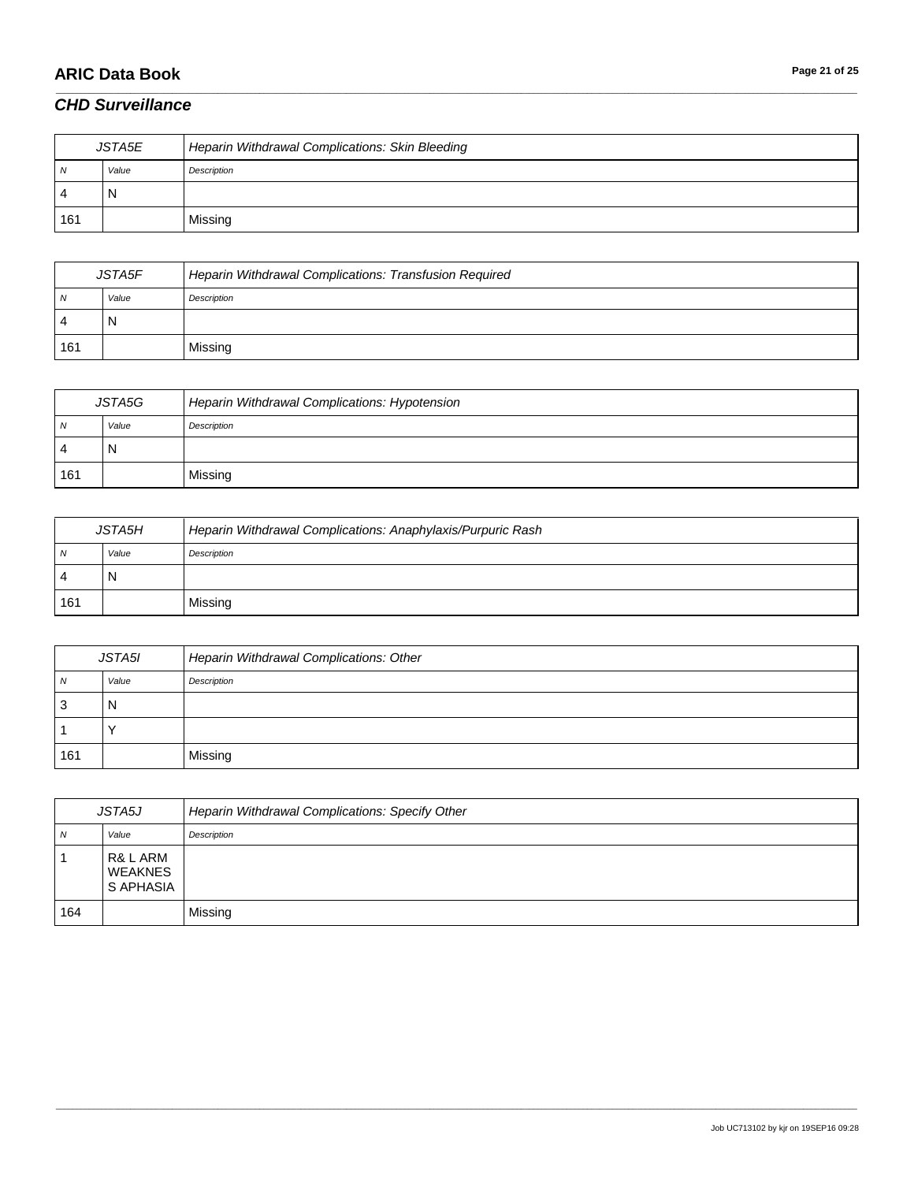## *CHD Surveillance*

| JSTA5E | | Heparin Withdrawal Complications: Skin Bleeding |
|---|---|---|
| N | Value | Description |
| 4 | N | |
| 161 | | Missing |

| JSTA5F | | Heparin Withdrawal Complications: Transfusion Required |
|---|---|---|
| N | Value | Description |
| 4 | N | |
| 161 | | Missing |

| JSTA5G | | Heparin Withdrawal Complications: Hypotension |
|---|---|---|
| N | Value | Description |
| 4 | N | |
| 161 | | Missing |

| JSTA5H | | Heparin Withdrawal Complications: Anaphylaxis/Purpuric Rash |
|---|---|---|
| N | Value | Description |
| 4 | N | |
| 161 | | Missing |

| JSTA5I | | Heparin Withdrawal Complications: Other |
|---|---|---|
| N | Value | Description |
| 3 | N | |
| 1 | Y | |
| 161 | | Missing |

| JSTA5J | | Heparin Withdrawal Complications: Specify Other |
|---|---|---|
| N | Value | Description |
| 1 | R& L ARM WEAKNES S APHASIA | |
| 164 | | Missing |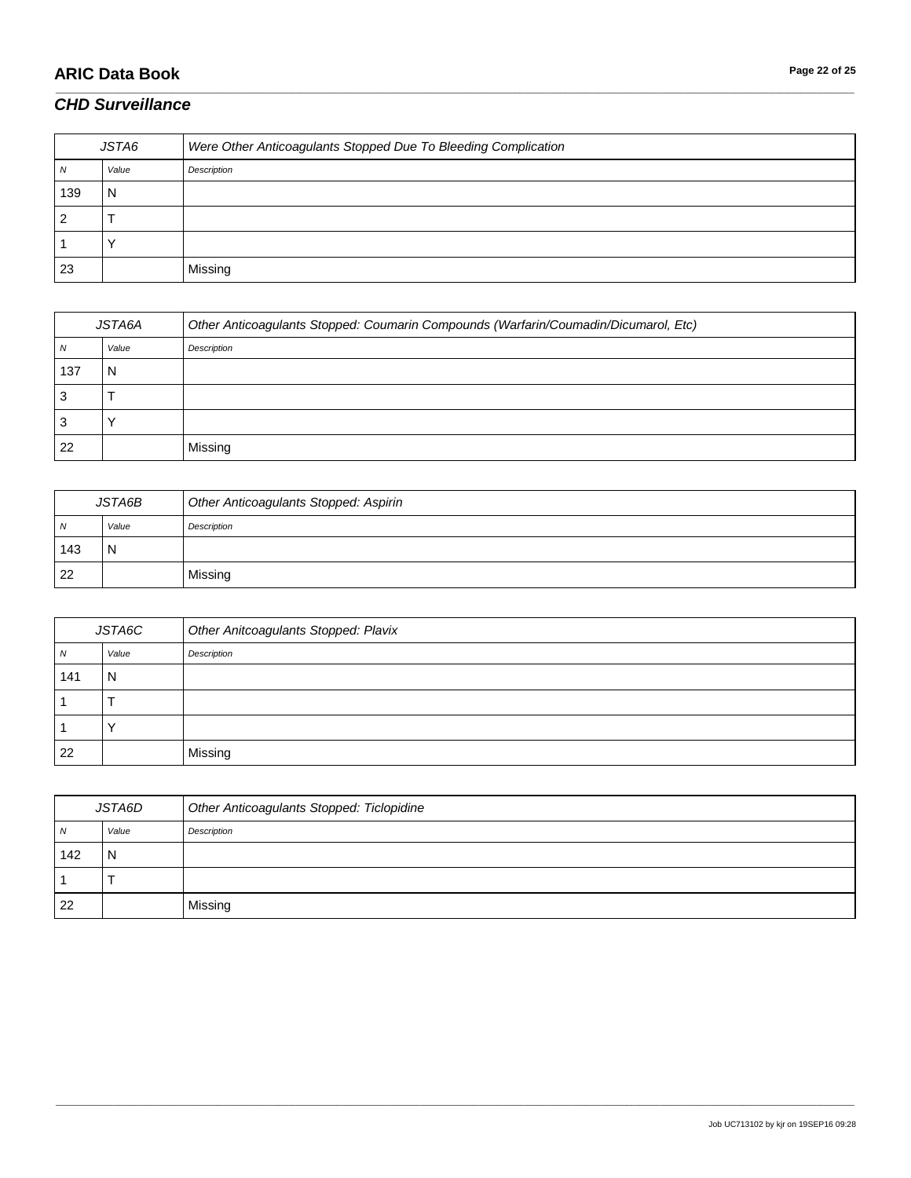## CHD Surveillance

| JSTA6 | | Were Other Anticoagulants Stopped Due To Bleeding Complication |
|---|---|---|
| N | Value | Description |
| 139 | N | |
| 2 | T | |
| 1 | Y | |
| 23 | | Missing |

| JSTA6A | | Other Anticoagulants Stopped: Coumarin Compounds (Warfarin/Coumadin/Dicumarol, Etc) |
|---|---|---|
| N | Value | Description |
| 137 | N | |
| 3 | T | |
| 3 | Y | |
| 22 | | Missing |

| JSTA6B | | Other Anticoagulants Stopped: Aspirin |
|---|---|---|
| N | Value | Description |
| 143 | N | |
| 22 | | Missing |

| JSTA6C | | Other Anitcoagulants Stopped: Plavix |
|---|---|---|
| N | Value | Description |
| 141 | N | |
| 1 | T | |
| 1 | Y | |
| 22 | | Missing |

| JSTA6D | | Other Anticoagulants Stopped: Ticlopidine |
|---|---|---|
| N | Value | Description |
| 142 | N | |
| 1 | T | |
| 22 | | Missing |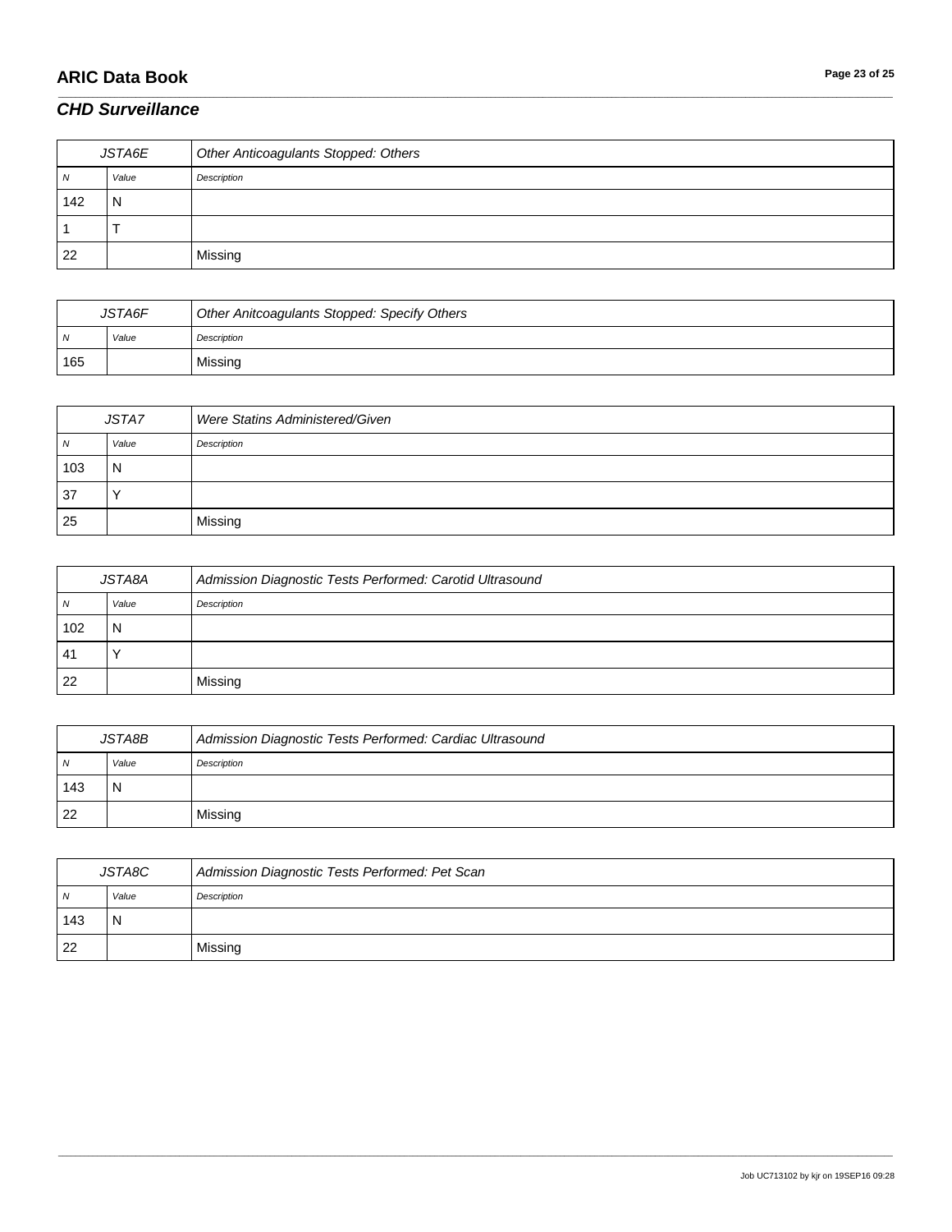## *CHD Surveillance*

| JSTA6E | | Other Anticoagulants Stopped: Others |
|---|---|---|
| *N* | *Value* | *Description* |
| 142 | N | |
| 1 | T | |
| 22 | | Missing |

| JSTA6F | | Other Anitcoagulants Stopped: Specify Others |
|---|---|---|
| *N* | *Value* | *Description* |
| 165 | | Missing |

| JSTA7 | | Were Statins Administered/Given |
|---|---|---|
| *N* | *Value* | *Description* |
| 103 | N | |
| 37 | Y | |
| 25 | | Missing |

| JSTA8A | | Admission Diagnostic Tests Performed: Carotid Ultrasound |
|---|---|---|
| *N* | *Value* | *Description* |
| 102 | N | |
| 41 | Y | |
| 22 | | Missing |

| JSTA8B | | Admission Diagnostic Tests Performed: Cardiac Ultrasound |
|---|---|---|
| *N* | *Value* | *Description* |
| 143 | N | |
| 22 | | Missing |

| JSTA8C | | Admission Diagnostic Tests Performed: Pet Scan |
|---|---|---|
| *N* | *Value* | *Description* |
| 143 | N | |
| 22 | | Missing |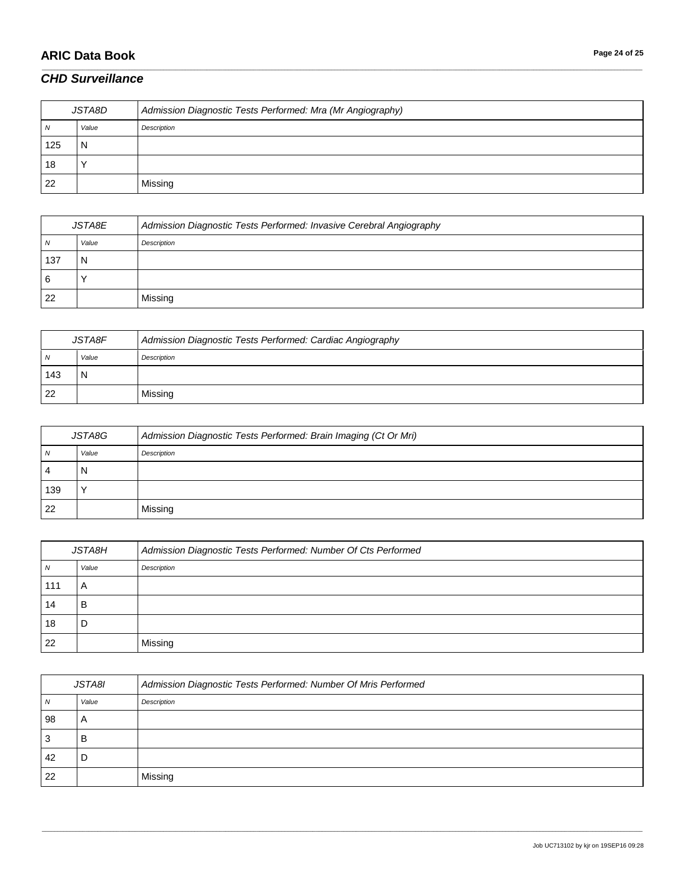## CHD Surveillance

| JSTA8D | | Admission Diagnostic Tests Performed: Mra (Mr Angiography) |
|---|---|---|
| *N* | *Value* | *Description* |
| 125 | N | |
| 18 | Y | |
| 22 | | Missing |

| JSTA8E | | Admission Diagnostic Tests Performed: Invasive Cerebral Angiography |
|---|---|---|
| *N* | *Value* | *Description* |
| 137 | N | |
| 6 | Y | |
| 22 | | Missing |

| JSTA8F | | Admission Diagnostic Tests Performed: Cardiac Angiography |
|---|---|---|
| *N* | *Value* | *Description* |
| 143 | N | |
| 22 | | Missing |

| JSTA8G | | Admission Diagnostic Tests Performed: Brain Imaging (Ct Or Mri) |
|---|---|---|
| *N* | *Value* | *Description* |
| 4 | N | |
| 139 | Y | |
| 22 | | Missing |

| JSTA8H | | Admission Diagnostic Tests Performed: Number Of Cts Performed |
|---|---|---|
| *N* | *Value* | *Description* |
| 111 | A | |
| 14 | B | |
| 18 | D | |
| 22 | | Missing |

| JSTA8I | | Admission Diagnostic Tests Performed: Number Of Mris Performed |
|---|---|---|
| *N* | *Value* | *Description* |
| 98 | A | |
| 3 | B | |
| 42 | D | |
| 22 | | Missing |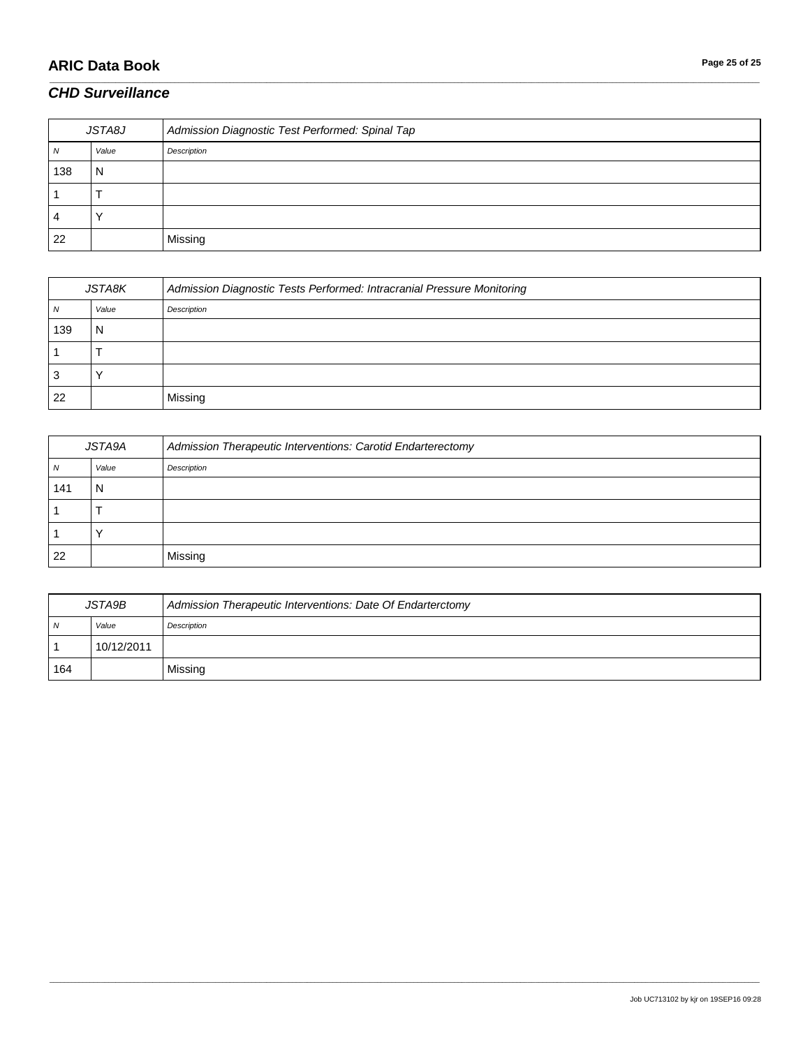| JSTA8J | | Admission Diagnostic Test Performed: Spinal Tap |
|---|---|---|
| N | Value | Description |
| 138 | N | |
| 1 | T | |
| 4 | Y | |
| 22 | | Missing |

| JSTA8K | | Admission Diagnostic Tests Performed: Intracranial Pressure Monitoring |
|---|---|---|
| N | Value | Description |
| 139 | N | |
| 1 | T | |
| 3 | Y | |
| 22 | | Missing |

| JSTA9A | | Admission Therapeutic Interventions: Carotid Endarterectomy |
|---|---|---|
| N | Value | Description |
| 141 | N | |
| 1 | T | |
| 1 | Y | |
| 22 | | Missing |

| JSTA9B | | Admission Therapeutic Interventions: Date Of Endarterctomy |
|---|---|---|
| N | Value | Description |
| 1 | 10/12/2011 | |
| 164 | | Missing |